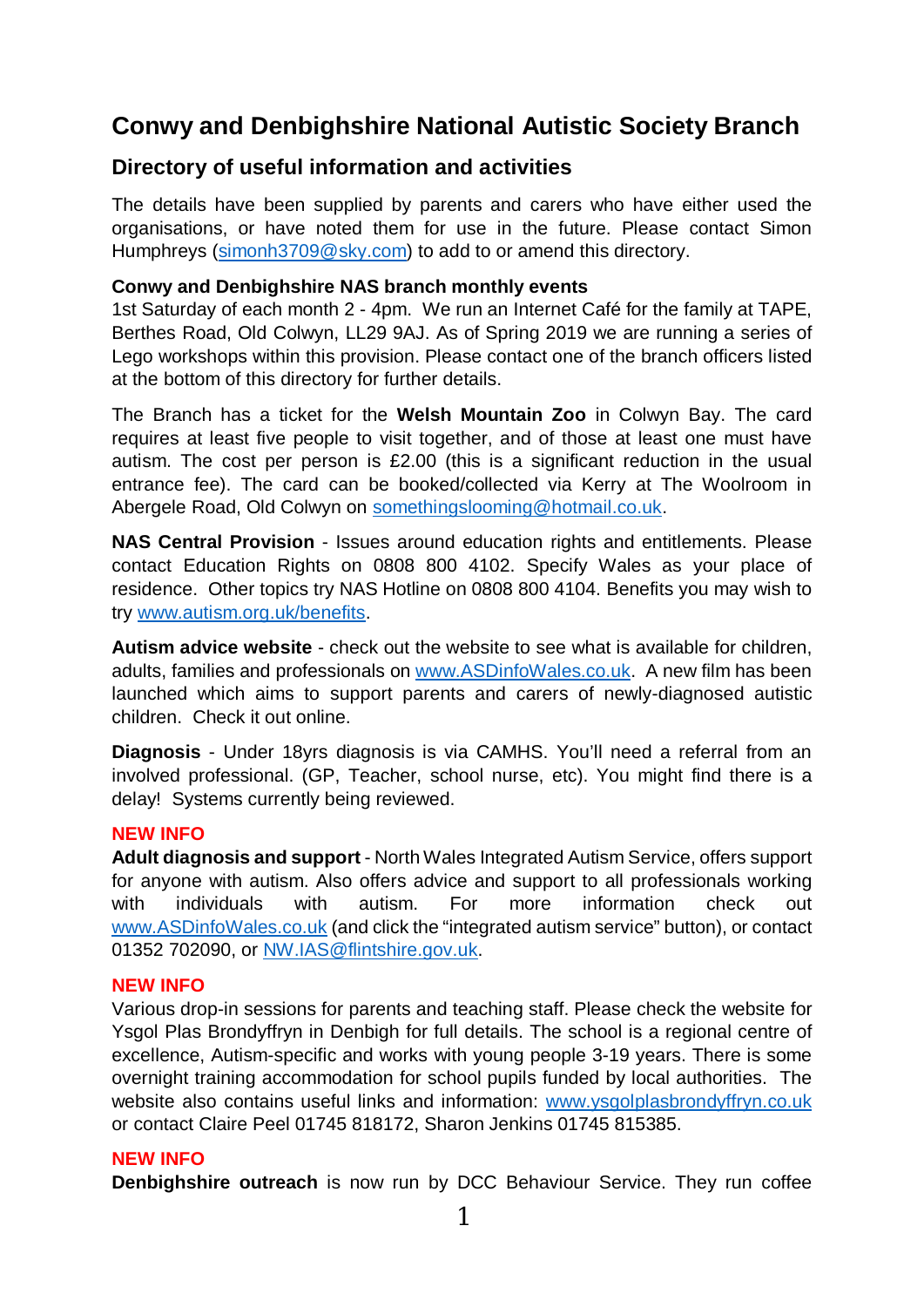# Conwy and Denbighshire National Autistic Society Branch

## Directory of useful information and activities

The details have been supplied by parents and carers who have either used the organisations, or have noted them for use in the future. Please contact Simon Humphreys (simonh3709@sky.com) to add to or amend this directory.

**Conwy and Denbighshire NAS branch monthly events**
1st Saturday of each month 2 - 4pm. We run an Internet Café for the family at TAPE, Berthes Road, Old Colwyn, LL29 9AJ. As of Spring 2019 we are running a series of Lego workshops within this provision. Please contact one of the branch officers listed at the bottom of this directory for further details.

The Branch has a ticket for the **Welsh Mountain Zoo** in Colwyn Bay. The card requires at least five people to visit together, and of those at least one must have autism. The cost per person is £2.00 (this is a significant reduction in the usual entrance fee). The card can be booked/collected via Kerry at The Woolroom in Abergele Road, Old Colwyn on somethingslooming@hotmail.co.uk.

**NAS Central Provision** - Issues around education rights and entitlements. Please contact Education Rights on 0808 800 4102. Specify Wales as your place of residence. Other topics try NAS Hotline on 0808 800 4104. Benefits you may wish to try www.autism.org.uk/benefits.

**Autism advice website** - check out the website to see what is available for children, adults, families and professionals on www.ASDinfoWales.co.uk. A new film has been launched which aims to support parents and carers of newly-diagnosed autistic children. Check it out online.

**Diagnosis** - Under 18yrs diagnosis is via CAMHS. You'll need a referral from an involved professional. (GP, Teacher, school nurse, etc). You might find there is a delay! Systems currently being reviewed.

**NEW INFO**
**Adult diagnosis and support** - North Wales Integrated Autism Service, offers support for anyone with autism. Also offers advice and support to all professionals working with individuals with autism. For more information check out www.ASDinfoWales.co.uk (and click the "integrated autism service" button), or contact 01352 702090, or NW.IAS@flintshire.gov.uk.

**NEW INFO**
Various drop-in sessions for parents and teaching staff. Please check the website for Ysgol Plas Brondyffryn in Denbigh for full details. The school is a regional centre of excellence, Autism-specific and works with young people 3-19 years. There is some overnight training accommodation for school pupils funded by local authorities. The website also contains useful links and information: www.ysgolplasbrondyffryn.co.uk or contact Claire Peel 01745 818172, Sharon Jenkins 01745 815385.

**NEW INFO**
**Denbighshire outreach** is now run by DCC Behaviour Service. They run coffee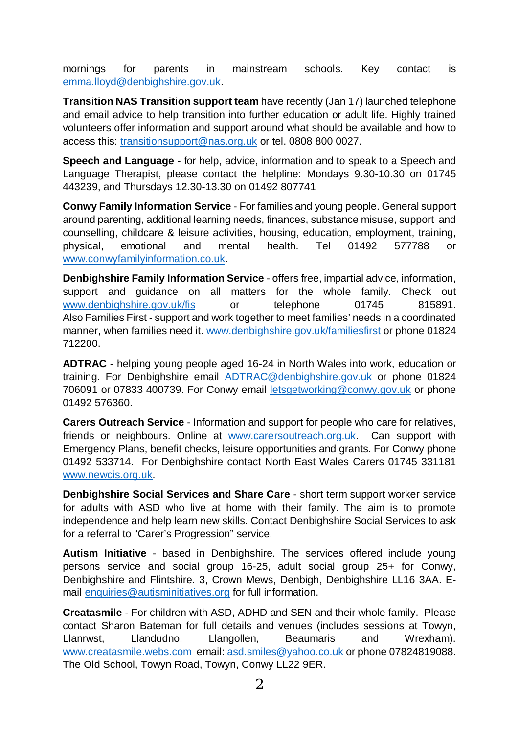mornings for parents in mainstream schools. Key contact is emma.lloyd@denbighshire.gov.uk.

**Transition NAS Transition support team** have recently (Jan 17) launched telephone and email advice to help transition into further education or adult life. Highly trained volunteers offer information and support around what should be available and how to access this: transitionsupport@nas.org.uk or tel. 0808 800 0027.

**Speech and Language** - for help, advice, information and to speak to a Speech and Language Therapist, please contact the helpline: Mondays 9.30-10.30 on 01745 443239, and Thursdays 12.30-13.30 on 01492 807741

**Conwy Family Information Service** - For families and young people. General support around parenting, additional learning needs, finances, substance misuse, support and counselling, childcare & leisure activities, housing, education, employment, training, physical, emotional and mental health. Tel 01492 577788 or www.conwyfamilyinformation.co.uk.

**Denbighshire Family Information Service** - offers free, impartial advice, information, support and guidance on all matters for the whole family. Check out www.denbighshire.gov.uk/fis or telephone 01745 815891. Also Families First - support and work together to meet families' needs in a coordinated manner, when families need it. www.denbighshire.gov.uk/familiesfirst or phone 01824 712200.

**ADTRAC** - helping young people aged 16-24 in North Wales into work, education or training. For Denbighshire email ADTRAC@denbighshire.gov.uk or phone 01824 706091 or 07833 400739. For Conwy email letsgetworking@conwy.gov.uk or phone 01492 576360.

**Carers Outreach Service** - Information and support for people who care for relatives, friends or neighbours. Online at www.carersoutreach.org.uk. Can support with Emergency Plans, benefit checks, leisure opportunities and grants. For Conwy phone 01492 533714. For Denbighshire contact North East Wales Carers 01745 331181 www.newcis.org.uk.

**Denbighshire Social Services and Share Care** - short term support worker service for adults with ASD who live at home with their family. The aim is to promote independence and help learn new skills. Contact Denbighshire Social Services to ask for a referral to "Carer's Progression" service.

**Autism Initiative** - based in Denbighshire. The services offered include young persons service and social group 16-25, adult social group 25+ for Conwy, Denbighshire and Flintshire. 3, Crown Mews, Denbigh, Denbighshire LL16 3AA. E-mail enquiries@autisminitiatives.org for full information.

**Createasmile** - For children with ASD, ADHD and SEN and their whole family. Please contact Sharon Bateman for full details and venues (includes sessions at Towyn, Llanrwst, Llandudno, Llangollen, Beaumaris and Wrexham). www.creatasmile.webs.com email: asd.smiles@yahoo.co.uk or phone 07824819088. The Old School, Towyn Road, Towyn, Conwy LL22 9ER.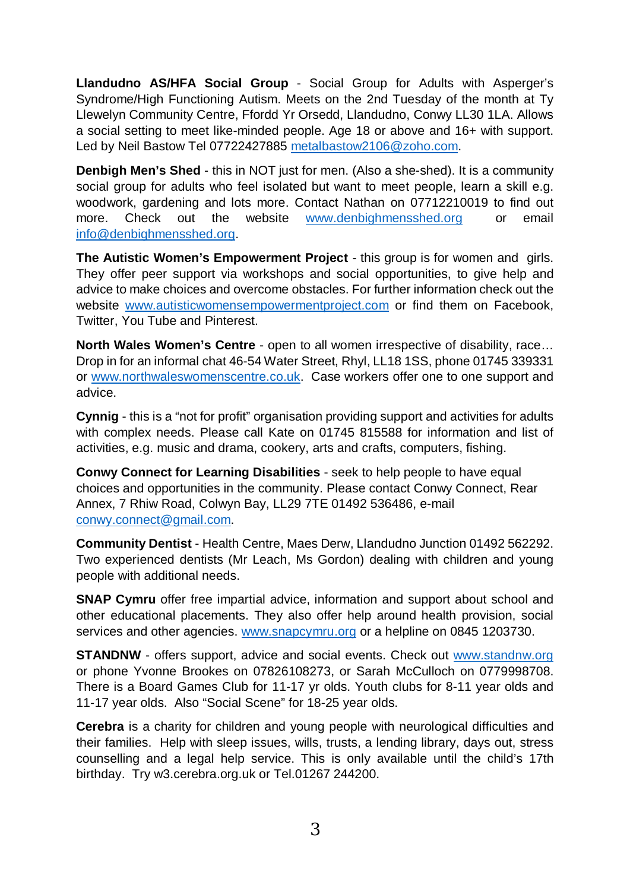**Llandudno AS/HFA Social Group** - Social Group for Adults with Asperger's Syndrome/High Functioning Autism. Meets on the 2nd Tuesday of the month at Ty Llewelyn Community Centre, Ffordd Yr Orsedd, Llandudno, Conwy LL30 1LA. Allows a social setting to meet like-minded people. Age 18 or above and 16+ with support. Led by Neil Bastow Tel 07722427885 metalbastow2106@zoho.com.

**Denbigh Men's Shed** - this in NOT just for men. (Also a she-shed). It is a community social group for adults who feel isolated but want to meet people, learn a skill e.g. woodwork, gardening and lots more. Contact Nathan on 07712210019 to find out more. Check out the website www.denbighmensshed.org or email info@denbighmensshed.org.

**The Autistic Women's Empowerment Project** - this group is for women and girls. They offer peer support via workshops and social opportunities, to give help and advice to make choices and overcome obstacles. For further information check out the website www.autisticwomensempowermentproject.com or find them on Facebook, Twitter, You Tube and Pinterest.

**North Wales Women's Centre** - open to all women irrespective of disability, race… Drop in for an informal chat 46-54 Water Street, Rhyl, LL18 1SS, phone 01745 339331 or www.northwaleswomenscentre.co.uk. Case workers offer one to one support and advice.

**Cynnig** - this is a "not for profit" organisation providing support and activities for adults with complex needs. Please call Kate on 01745 815588 for information and list of activities, e.g. music and drama, cookery, arts and crafts, computers, fishing.

**Conwy Connect for Learning Disabilities** - seek to help people to have equal choices and opportunities in the community. Please contact Conwy Connect, Rear Annex, 7 Rhiw Road, Colwyn Bay, LL29 7TE 01492 536486, e-mail conwy.connect@gmail.com.

**Community Dentist** - Health Centre, Maes Derw, Llandudno Junction 01492 562292. Two experienced dentists (Mr Leach, Ms Gordon) dealing with children and young people with additional needs.

**SNAP Cymru** offer free impartial advice, information and support about school and other educational placements. They also offer help around health provision, social services and other agencies. www.snapcymru.org or a helpline on 0845 1203730.

**STANDNW** - offers support, advice and social events. Check out www.standnw.org or phone Yvonne Brookes on 07826108273, or Sarah McCulloch on 0779998708. There is a Board Games Club for 11-17 yr olds. Youth clubs for 8-11 year olds and 11-17 year olds. Also "Social Scene" for 18-25 year olds.

**Cerebra** is a charity for children and young people with neurological difficulties and their families. Help with sleep issues, wills, trusts, a lending library, days out, stress counselling and a legal help service. This is only available until the child's 17th birthday. Try w3.cerebra.org.uk or Tel.01267 244200.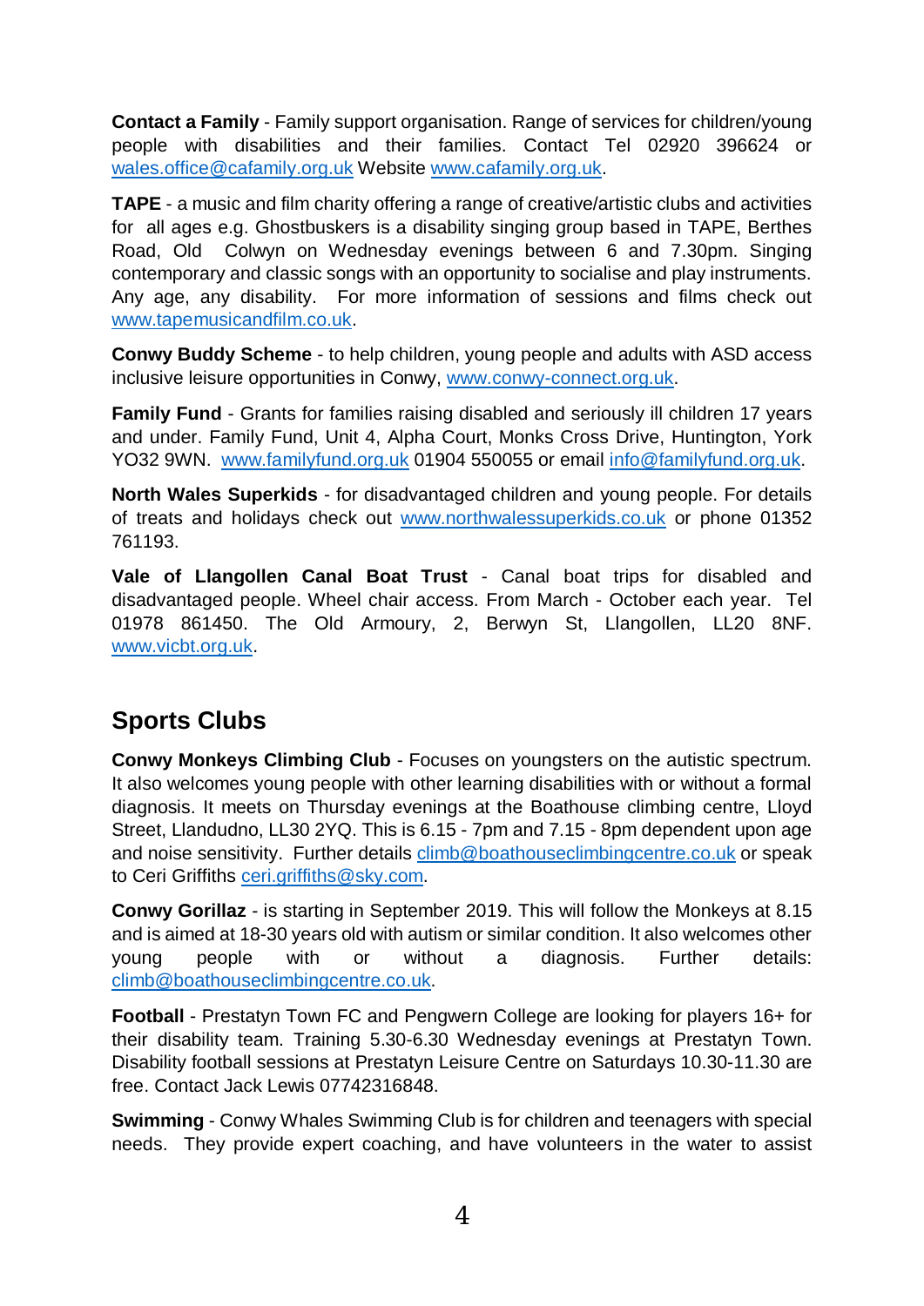**Contact a Family** - Family support organisation. Range of services for children/young people with disabilities and their families. Contact Tel 02920 396624 or wales.office@cafamily.org.uk Website www.cafamily.org.uk.

**TAPE** - a music and film charity offering a range of creative/artistic clubs and activities for all ages e.g. Ghostbuskers is a disability singing group based in TAPE, Berthes Road, Old Colwyn on Wednesday evenings between 6 and 7.30pm. Singing contemporary and classic songs with an opportunity to socialise and play instruments. Any age, any disability. For more information of sessions and films check out www.tapemusicandfilm.co.uk.

**Conwy Buddy Scheme** - to help children, young people and adults with ASD access inclusive leisure opportunities in Conwy, www.conwy-connect.org.uk.

**Family Fund** - Grants for families raising disabled and seriously ill children 17 years and under. Family Fund, Unit 4, Alpha Court, Monks Cross Drive, Huntington, York YO32 9WN. www.familyfund.org.uk 01904 550055 or email info@familyfund.org.uk.

**North Wales Superkids** - for disadvantaged children and young people. For details of treats and holidays check out www.northwalessuperkids.co.uk or phone 01352 761193.

**Vale of Llangollen Canal Boat Trust** - Canal boat trips for disabled and disadvantaged people. Wheel chair access. From March - October each year. Tel 01978 861450. The Old Armoury, 2, Berwyn St, Llangollen, LL20 8NF. www.vicbt.org.uk.

## Sports Clubs

**Conwy Monkeys Climbing Club** - Focuses on youngsters on the autistic spectrum. It also welcomes young people with other learning disabilities with or without a formal diagnosis. It meets on Thursday evenings at the Boathouse climbing centre, Lloyd Street, Llandudno, LL30 2YQ. This is 6.15 - 7pm and 7.15 - 8pm dependent upon age and noise sensitivity. Further details climb@boathouseclimbingcentre.co.uk or speak to Ceri Griffiths ceri.griffiths@sky.com.

**Conwy Gorillaz** - is starting in September 2019. This will follow the Monkeys at 8.15 and is aimed at 18-30 years old with autism or similar condition. It also welcomes other young people with or without a diagnosis. Further details: climb@boathouseclimbingcentre.co.uk.

**Football** - Prestatyn Town FC and Pengwern College are looking for players 16+ for their disability team. Training 5.30-6.30 Wednesday evenings at Prestatyn Town. Disability football sessions at Prestatyn Leisure Centre on Saturdays 10.30-11.30 are free. Contact Jack Lewis 07742316848.

**Swimming** - Conwy Whales Swimming Club is for children and teenagers with special needs. They provide expert coaching, and have volunteers in the water to assist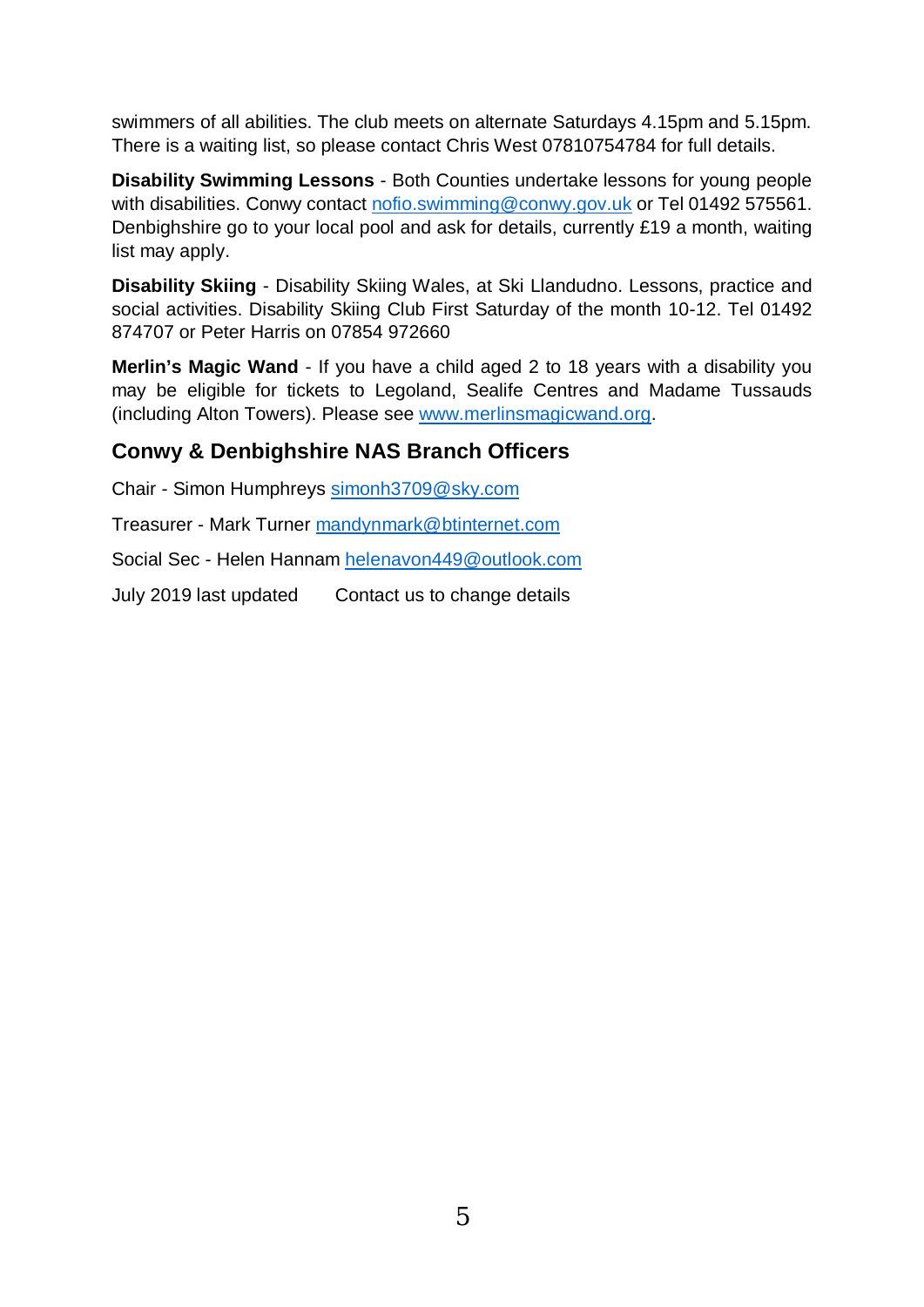swimmers of all abilities. The club meets on alternate Saturdays 4.15pm and 5.15pm. There is a waiting list, so please contact Chris West 07810754784 for full details.

**Disability Swimming Lessons** - Both Counties undertake lessons for young people with disabilities. Conwy contact nofio.swimming@conwy.gov.uk or Tel 01492 575561. Denbighshire go to your local pool and ask for details, currently £19 a month, waiting list may apply.

**Disability Skiing** - Disability Skiing Wales, at Ski Llandudno. Lessons, practice and social activities. Disability Skiing Club First Saturday of the month 10-12. Tel 01492 874707 or Peter Harris on 07854 972660

**Merlin's Magic Wand** - If you have a child aged 2 to 18 years with a disability you may be eligible for tickets to Legoland, Sealife Centres and Madame Tussauds (including Alton Towers). Please see www.merlinsmagicwand.org.

## Conwy & Denbighshire NAS Branch Officers

Chair - Simon Humphreys simonh3709@sky.com

Treasurer - Mark Turner mandynmark@btinternet.com

Social Sec - Helen Hannam helenavon449@outlook.com

July 2019 last updated    Contact us to change details